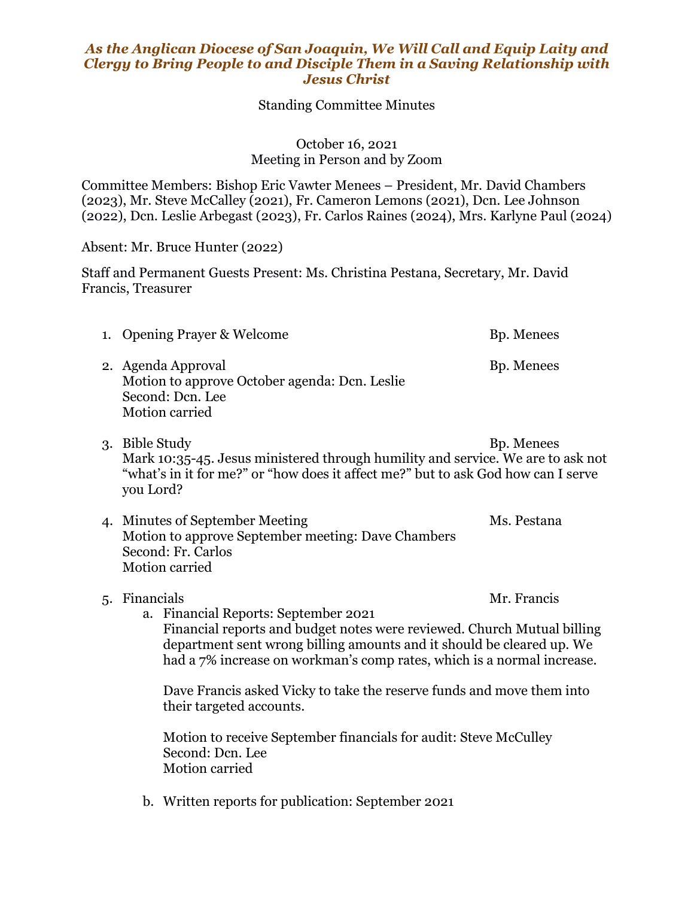***As the Anglican Diocese of San Joaquin, We Will Call and Equip Laity and Clergy to Bring People to and Disciple Them in a Saving Relationship with Jesus Christ***

Standing Committee Minutes

October 16, 2021
Meeting in Person and by Zoom

Committee Members: Bishop Eric Vawter Menees – President, Mr. David Chambers (2023), Mr. Steve McCalley (2021), Fr. Cameron Lemons (2021), Dcn. Lee Johnson (2022), Dcn. Leslie Arbegast (2023), Fr. Carlos Raines (2024), Mrs. Karlyne Paul (2024)

Absent: Mr. Bruce Hunter (2022)

Staff and Permanent Guests Present: Ms. Christina Pestana, Secretary, Mr. David Francis, Treasurer

1. Opening Prayer & Welcome — Bp. Menees

2. Agenda Approval — Bp. Menees
   Motion to approve October agenda: Dcn. Leslie
   Second: Dcn. Lee
   Motion carried

3. Bible Study — Bp. Menees
   Mark 10:35-45. Jesus ministered through humility and service. We are to ask not "what's in it for me?" or "how does it affect me?" but to ask God how can I serve you Lord?

4. Minutes of September Meeting — Ms. Pestana
   Motion to approve September meeting: Dave Chambers
   Second: Fr. Carlos
   Motion carried

5. Financials — Mr. Francis
   a. Financial Reports: September 2021
      Financial reports and budget notes were reviewed. Church Mutual billing department sent wrong billing amounts and it should be cleared up. We had a 7% increase on workman's comp rates, which is a normal increase.

      Dave Francis asked Vicky to take the reserve funds and move them into their targeted accounts.

      Motion to receive September financials for audit: Steve McCulley
      Second: Dcn. Lee
      Motion carried

   b. Written reports for publication: September 2021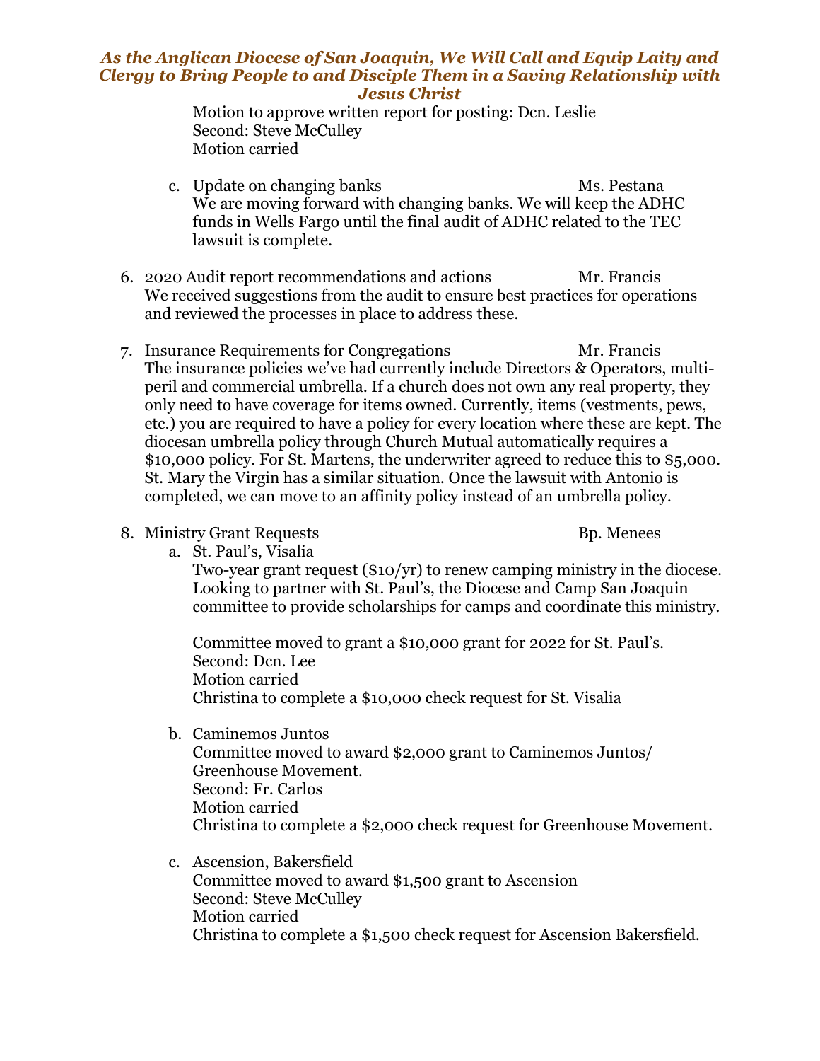*As the Anglican Diocese of San Joaquin, We Will Call and Equip Laity and Clergy to Bring People to and Disciple Them in a Saving Relationship with Jesus Christ*

Motion to approve written report for posting: Dcn. Leslie
Second: Steve McCulley
Motion carried

c. Update on changing banks — Ms. Pestana
We are moving forward with changing banks. We will keep the ADHC funds in Wells Fargo until the final audit of ADHC related to the TEC lawsuit is complete.

6. 2020 Audit report recommendations and actions — Mr. Francis
We received suggestions from the audit to ensure best practices for operations and reviewed the processes in place to address these.

7. Insurance Requirements for Congregations — Mr. Francis
The insurance policies we've had currently include Directors & Operators, multi-peril and commercial umbrella. If a church does not own any real property, they only need to have coverage for items owned. Currently, items (vestments, pews, etc.) you are required to have a policy for every location where these are kept. The diocesan umbrella policy through Church Mutual automatically requires a $10,000 policy. For St. Martens, the underwriter agreed to reduce this to $5,000. St. Mary the Virgin has a similar situation. Once the lawsuit with Antonio is completed, we can move to an affinity policy instead of an umbrella policy.

8. Ministry Grant Requests — Bp. Menees

a. St. Paul's, Visalia
Two-year grant request ($10/yr) to renew camping ministry in the diocese. Looking to partner with St. Paul's, the Diocese and Camp San Joaquin committee to provide scholarships for camps and coordinate this ministry.

Committee moved to grant a $10,000 grant for 2022 for St. Paul's.
Second: Dcn. Lee
Motion carried
Christina to complete a $10,000 check request for St. Visalia

b. Caminemos Juntos
Committee moved to award $2,000 grant to Caminemos Juntos/ Greenhouse Movement.
Second: Fr. Carlos
Motion carried
Christina to complete a $2,000 check request for Greenhouse Movement.

c. Ascension, Bakersfield
Committee moved to award $1,500 grant to Ascension
Second: Steve McCulley
Motion carried
Christina to complete a $1,500 check request for Ascension Bakersfield.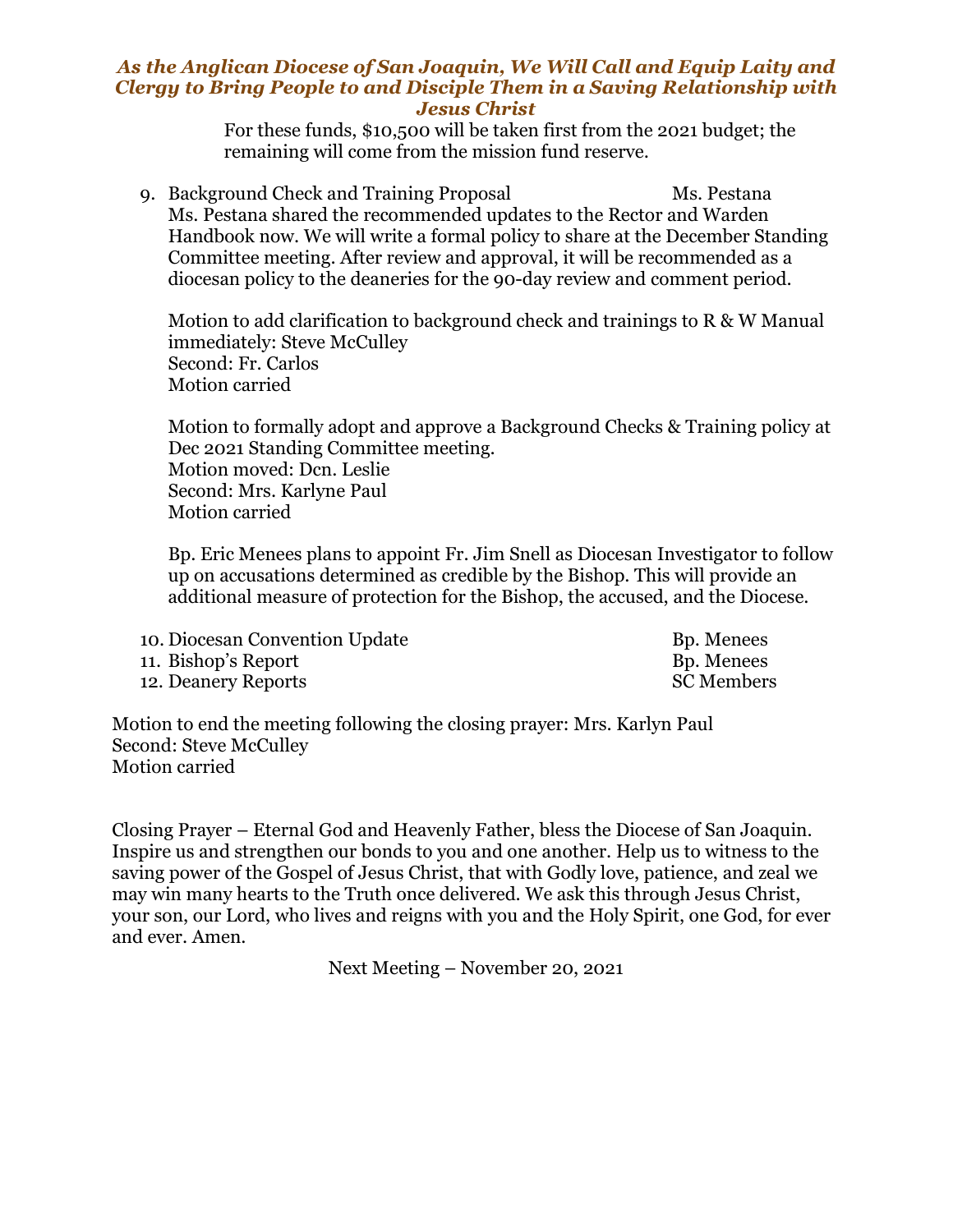For these funds, $10,500 will be taken first from the 2021 budget; the remaining will come from the mission fund reserve.

9. Background Check and Training Proposal — Ms. Pestana

   Ms. Pestana shared the recommended updates to the Rector and Warden Handbook now. We will write a formal policy to share at the December Standing Committee meeting. After review and approval, it will be recommended as a diocesan policy to the deaneries for the 90-day review and comment period.

   Motion to add clarification to background check and trainings to R & W Manual immediately: Steve McCulley
   Second: Fr. Carlos
   Motion carried

   Motion to formally adopt and approve a Background Checks & Training policy at Dec 2021 Standing Committee meeting.
   Motion moved: Dcn. Leslie
   Second: Mrs. Karlyne Paul
   Motion carried

   Bp. Eric Menees plans to appoint Fr. Jim Snell as Diocesan Investigator to follow up on accusations determined as credible by the Bishop. This will provide an additional measure of protection for the Bishop, the accused, and the Diocese.

10. Diocesan Convention Update — Bp. Menees
11. Bishop's Report — Bp. Menees
12. Deanery Reports — SC Members

Motion to end the meeting following the closing prayer: Mrs. Karlyn Paul
Second: Steve McCulley
Motion carried

Closing Prayer – Eternal God and Heavenly Father, bless the Diocese of San Joaquin. Inspire us and strengthen our bonds to you and one another. Help us to witness to the saving power of the Gospel of Jesus Christ, that with Godly love, patience, and zeal we may win many hearts to the Truth once delivered. We ask this through Jesus Christ, your son, our Lord, who lives and reigns with you and the Holy Spirit, one God, for ever and ever. Amen.

Next Meeting – November 20, 2021